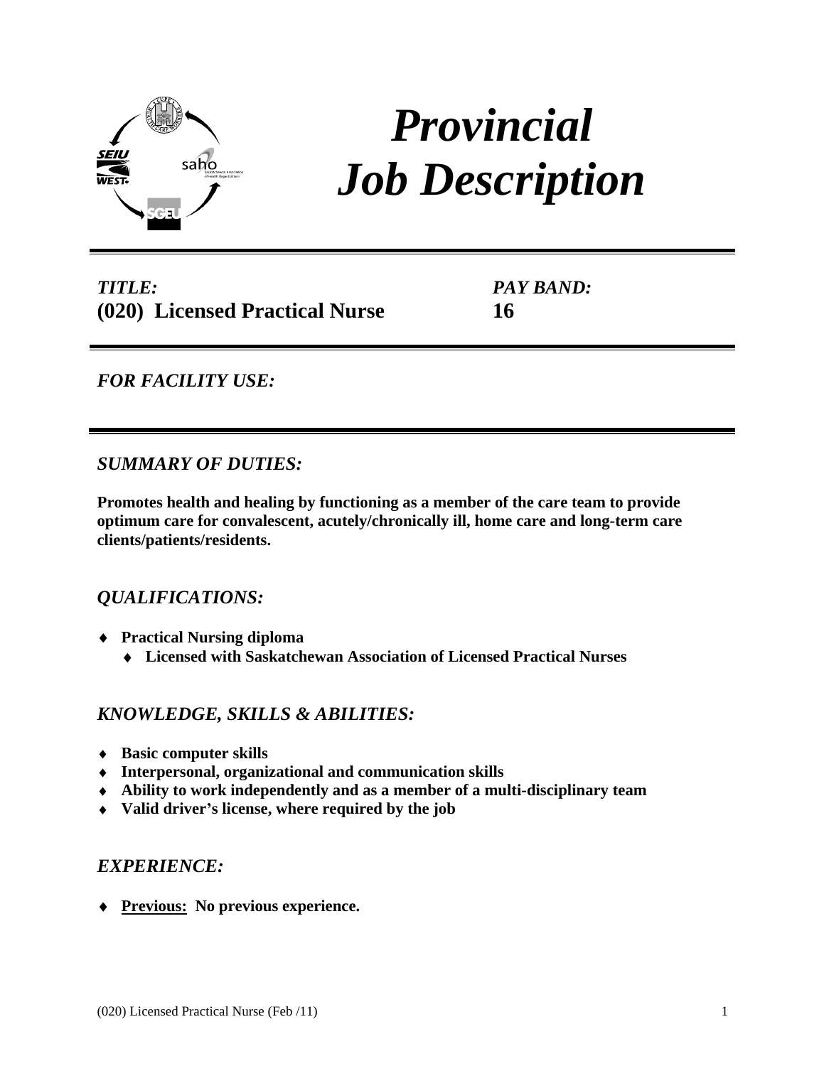# *Provincial Job Description*

***TITLE:***
**(020) Licensed Practical Nurse**

***PAY BAND:***
**16**

***FOR FACILITY USE:***

## *SUMMARY OF DUTIES:*

**Promotes health and healing by functioning as a member of the care team to provide optimum care for convalescent, acutely/chronically ill, home care and long-term care clients/patients/residents.**

## *QUALIFICATIONS:*

- **Practical Nursing diploma**
  - **Licensed with Saskatchewan Association of Licensed Practical Nurses**

## *KNOWLEDGE, SKILLS & ABILITIES:*

- **Basic computer skills**
- **Interpersonal, organizational and communication skills**
- **Ability to work independently and as a member of a multi-disciplinary team**
- **Valid driver's license, where required by the job**

## *EXPERIENCE:*

- **Previous:** **No previous experience.**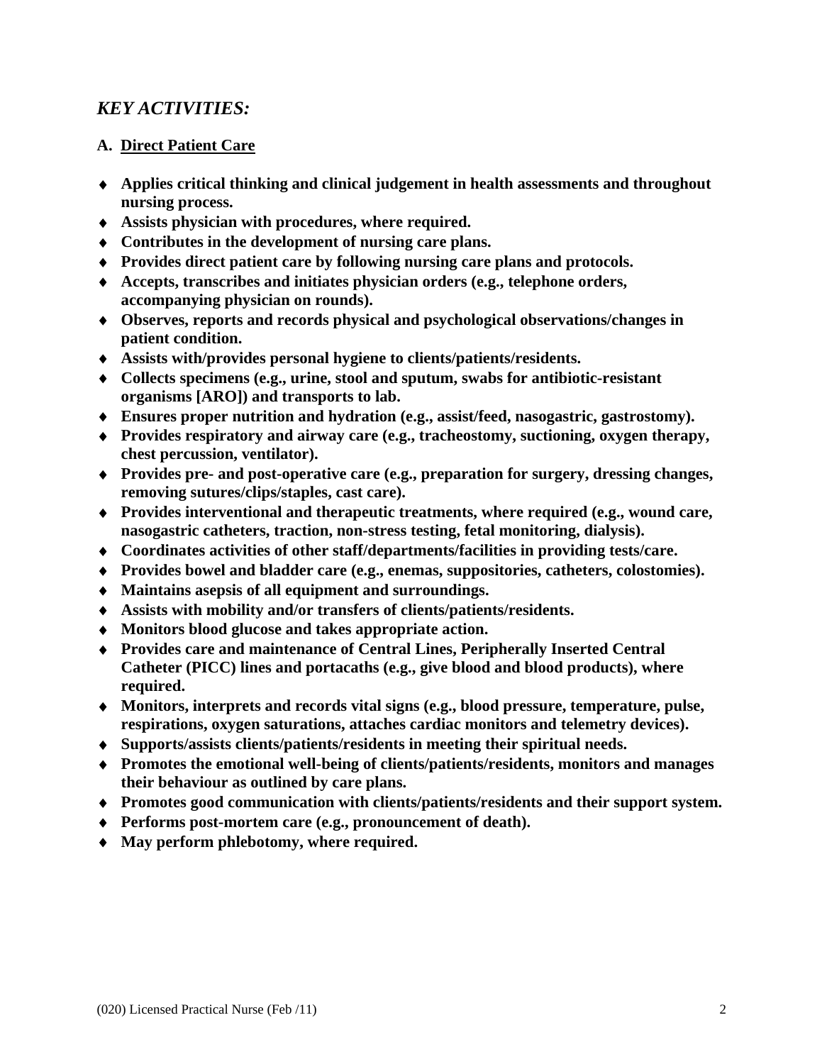## *KEY ACTIVITIES:*

### A. Direct Patient Care

- **Applies critical thinking and clinical judgement in health assessments and throughout nursing process.**
- **Assists physician with procedures, where required.**
- **Contributes in the development of nursing care plans.**
- **Provides direct patient care by following nursing care plans and protocols.**
- **Accepts, transcribes and initiates physician orders (e.g., telephone orders, accompanying physician on rounds).**
- **Observes, reports and records physical and psychological observations/changes in patient condition.**
- **Assists with/provides personal hygiene to clients/patients/residents.**
- **Collects specimens (e.g., urine, stool and sputum, swabs for antibiotic-resistant organisms [ARO]) and transports to lab.**
- **Ensures proper nutrition and hydration (e.g., assist/feed, nasogastric, gastrostomy).**
- **Provides respiratory and airway care (e.g., tracheostomy, suctioning, oxygen therapy, chest percussion, ventilator).**
- **Provides pre- and post-operative care (e.g., preparation for surgery, dressing changes, removing sutures/clips/staples, cast care).**
- **Provides interventional and therapeutic treatments, where required (e.g., wound care, nasogastric catheters, traction, non-stress testing, fetal monitoring, dialysis).**
- **Coordinates activities of other staff/departments/facilities in providing tests/care.**
- **Provides bowel and bladder care (e.g., enemas, suppositories, catheters, colostomies).**
- **Maintains asepsis of all equipment and surroundings.**
- **Assists with mobility and/or transfers of clients/patients/residents.**
- **Monitors blood glucose and takes appropriate action.**
- **Provides care and maintenance of Central Lines, Peripherally Inserted Central Catheter (PICC) lines and portacaths (e.g., give blood and blood products), where required.**
- **Monitors, interprets and records vital signs (e.g., blood pressure, temperature, pulse, respirations, oxygen saturations, attaches cardiac monitors and telemetry devices).**
- **Supports/assists clients/patients/residents in meeting their spiritual needs.**
- **Promotes the emotional well-being of clients/patients/residents, monitors and manages their behaviour as outlined by care plans.**
- **Promotes good communication with clients/patients/residents and their support system.**
- **Performs post-mortem care (e.g., pronouncement of death).**
- **May perform phlebotomy, where required.**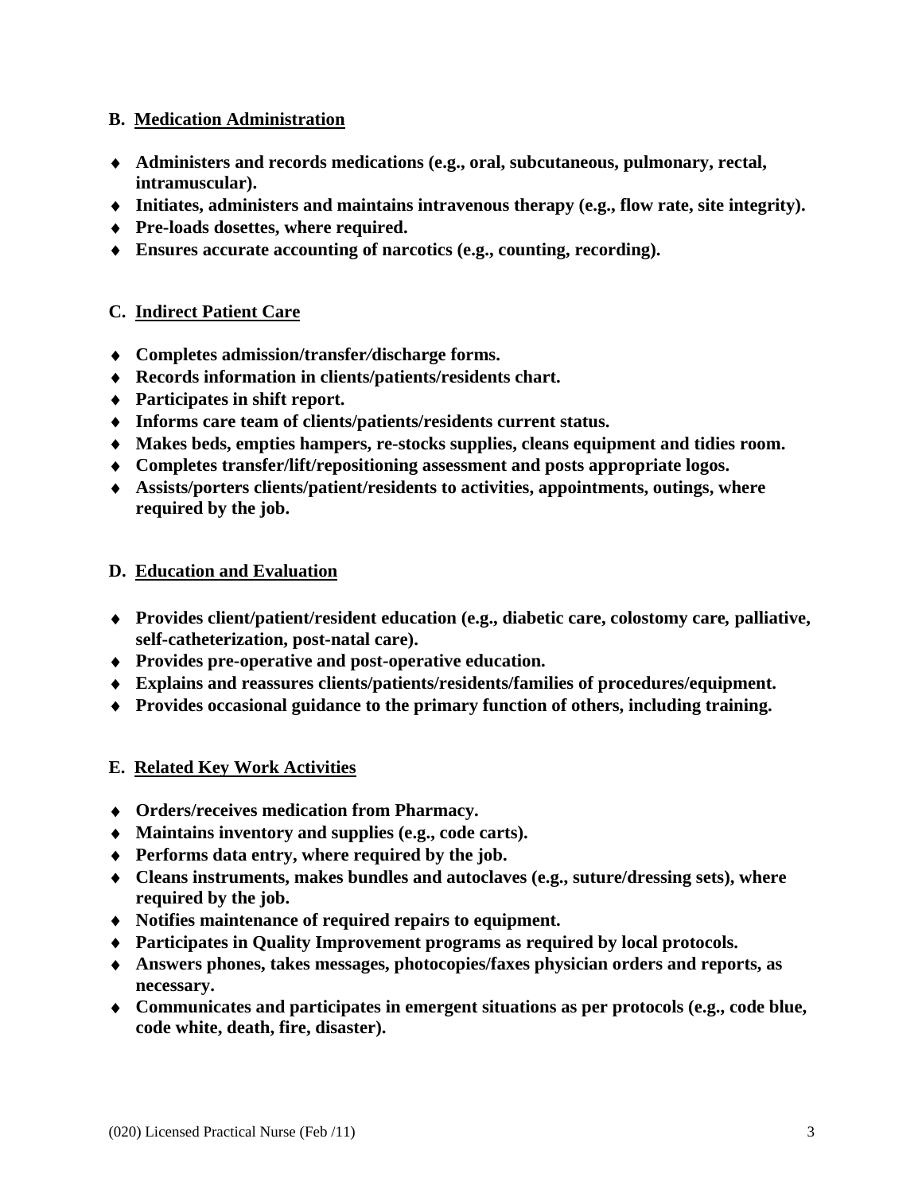### B. Medication Administration

- **Administers and records medications (e.g., oral, subcutaneous, pulmonary, rectal, intramuscular).**
- **Initiates, administers and maintains intravenous therapy (e.g., flow rate, site integrity).**
- **Pre-loads dosettes, where required.**
- **Ensures accurate accounting of narcotics (e.g., counting, recording).**

### C. Indirect Patient Care

- **Completes admission/transfer/discharge forms.**
- **Records information in clients/patients/residents chart.**
- **Participates in shift report.**
- **Informs care team of clients/patients/residents current status.**
- **Makes beds, empties hampers, re-stocks supplies, cleans equipment and tidies room.**
- **Completes transfer/lift/repositioning assessment and posts appropriate logos.**
- **Assists/porters clients/patient/residents to activities, appointments, outings, where required by the job.**

### D. Education and Evaluation

- **Provides client/patient/resident education (e.g., diabetic care, colostomy care, palliative, self-catheterization, post-natal care).**
- **Provides pre-operative and post-operative education.**
- **Explains and reassures clients/patients/residents/families of procedures/equipment.**
- **Provides occasional guidance to the primary function of others, including training.**

### E. Related Key Work Activities

- **Orders/receives medication from Pharmacy.**
- **Maintains inventory and supplies (e.g., code carts).**
- **Performs data entry, where required by the job.**
- **Cleans instruments, makes bundles and autoclaves (e.g., suture/dressing sets), where required by the job.**
- **Notifies maintenance of required repairs to equipment.**
- **Participates in Quality Improvement programs as required by local protocols.**
- **Answers phones, takes messages, photocopies/faxes physician orders and reports, as necessary.**
- **Communicates and participates in emergent situations as per protocols (e.g., code blue, code white, death, fire, disaster).**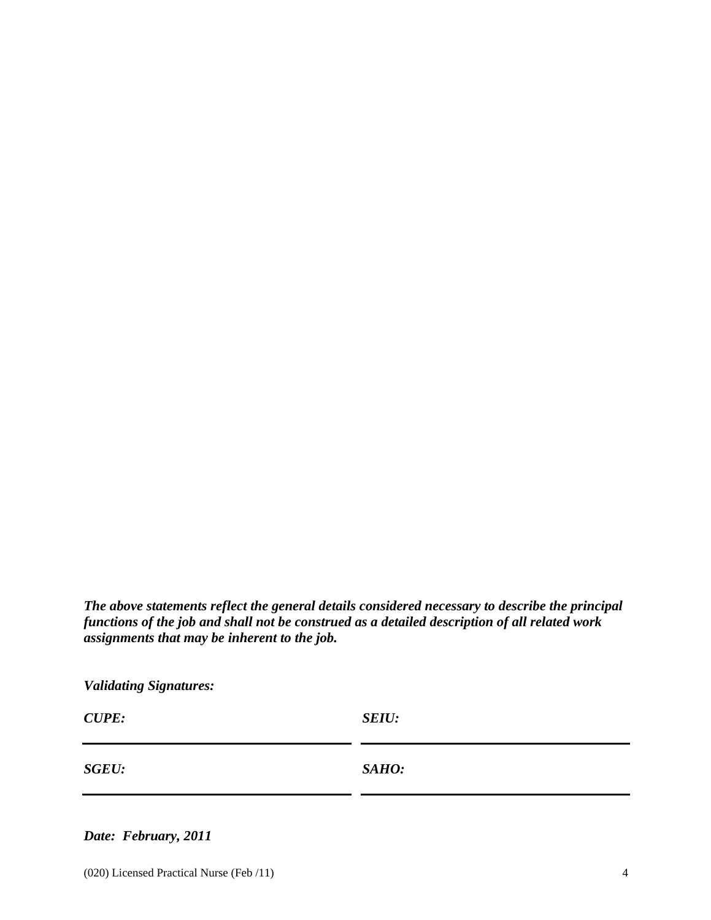***The above statements reflect the general details considered necessary to describe the principal functions of the job and shall not be construed as a detailed description of all related work assignments that may be inherent to the job.***

***Validating Signatures:***

| | |
|---|---|
| ***CUPE:*** | ***SEIU:*** |
| ***SGEU:*** | ***SAHO:*** |

***Date: February, 2011***